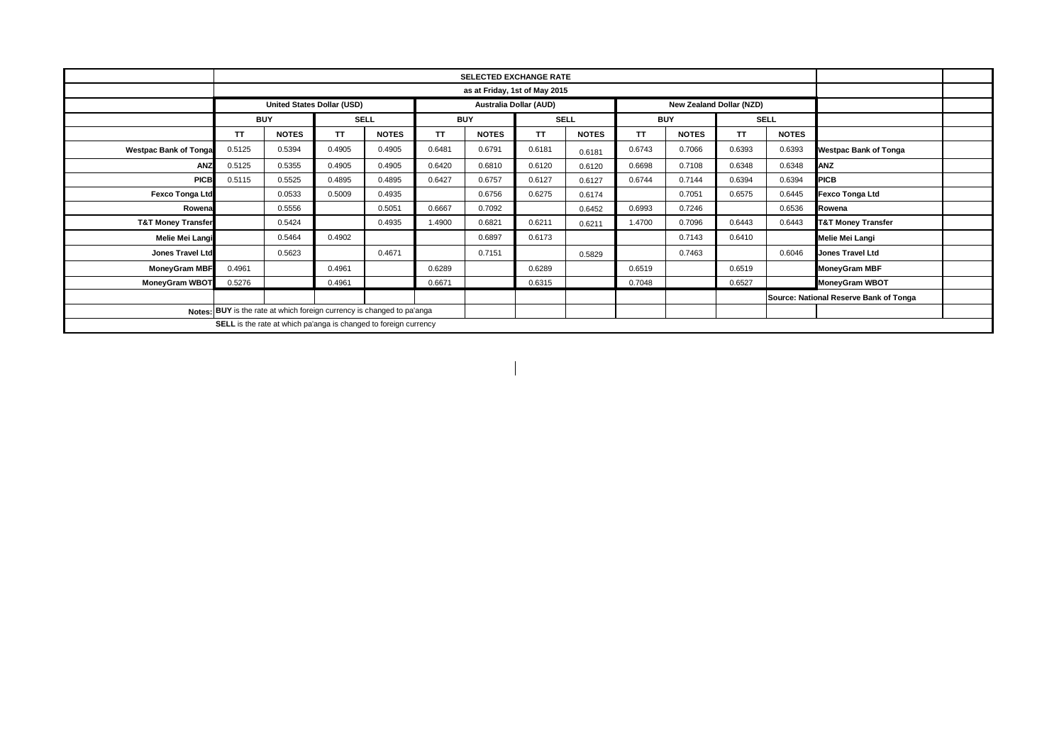| | SELECTED EXCHANGE RATE | | | | | | | | | | | | |
|---|---|---|---|---|---|---|---|---|---|---|---|---|---|
| | as at Friday, 1st of May 2015 | | | | | | | | | | | | |
| | United States Dollar (USD) | | | | Australia Dollar (AUD) | | | | New Zealand Dollar (NZD) | | | | |
| | BUY | | SELL | | BUY | | SELL | | BUY | | SELL | | |
| | TT | NOTES | TT | NOTES | TT | NOTES | TT | NOTES | TT | NOTES | TT | NOTES | |
| Westpac Bank of Tonga | 0.5125 | 0.5394 | 0.4905 | 0.4905 | 0.6481 | 0.6791 | 0.6181 | 0.6181 | 0.6743 | 0.7066 | 0.6393 | 0.6393 | Westpac Bank of Tonga |
| ANZ | 0.5125 | 0.5355 | 0.4905 | 0.4905 | 0.6420 | 0.6810 | 0.6120 | 0.6120 | 0.6698 | 0.7108 | 0.6348 | 0.6348 | ANZ |
| PICB | 0.5115 | 0.5525 | 0.4895 | 0.4895 | 0.6427 | 0.6757 | 0.6127 | 0.6127 | 0.6744 | 0.7144 | 0.6394 | 0.6394 | PICB |
| Fexco Tonga Ltd | | 0.0533 | 0.5009 | 0.4935 | | 0.6756 | 0.6275 | 0.6174 | | 0.7051 | 0.6575 | 0.6445 | Fexco Tonga Ltd |
| Rowena | | 0.5556 | | 0.5051 | 0.6667 | 0.7092 | | 0.6452 | 0.6993 | 0.7246 | | 0.6536 | Rowena |
| T&T Money Transfer | | 0.5424 | | 0.4935 | 1.4900 | 0.6821 | 0.6211 | 0.6211 | 1.4700 | 0.7096 | 0.6443 | 0.6443 | T&T Money Transfer |
| Melie Mei Langi | | 0.5464 | 0.4902 | | | 0.6897 | 0.6173 | | | 0.7143 | 0.6410 | | Melie Mei Langi |
| Jones Travel Ltd | | 0.5623 | | 0.4671 | | 0.7151 | | 0.5829 | | 0.7463 | | 0.6046 | Jones Travel Ltd |
| MoneyGram MBF | 0.4961 | | 0.4961 | | 0.6289 | | 0.6289 | | 0.6519 | | 0.6519 | | MoneyGram MBF |
| MoneyGram WBOT | 0.5276 | | 0.4961 | | 0.6671 | | 0.6315 | | 0.7048 | | 0.6527 | | MoneyGram WBOT |
| | | | | | | | | | | | | | Source: National Reserve Bank of Tonga |

Notes: **BUY** is the rate at which foreign currency is changed to pa'anga

**SELL** is the rate at which pa'anga is changed to foreign currency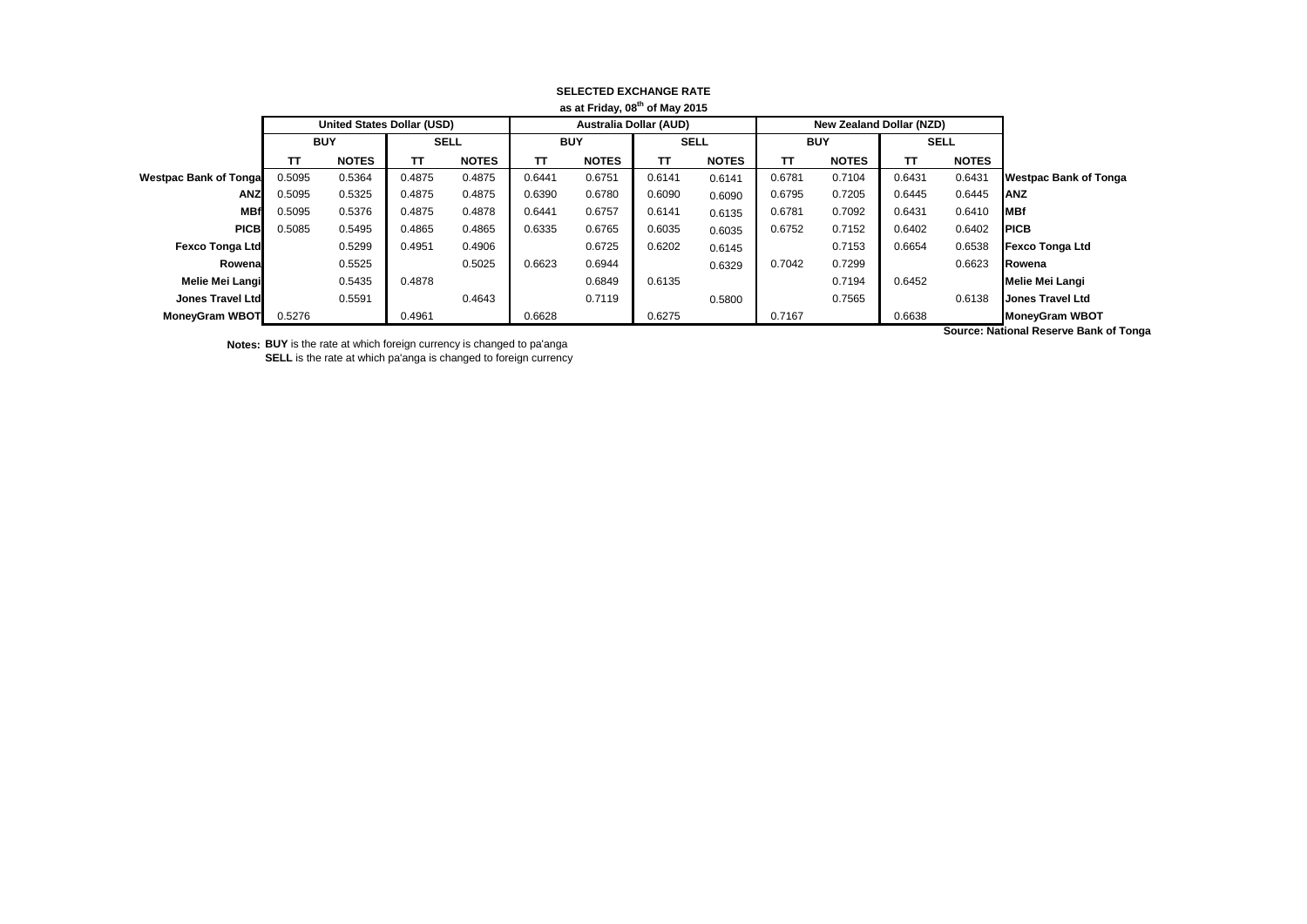**SELECTED EXCHANGE RATE**

**as at Friday, 08th of May 2015**

| | United States Dollar (USD) | | | | Australia Dollar (AUD) | | | | New Zealand Dollar (NZD) | | | | |
|---|---|---|---|---|---|---|---|---|---|---|---|---|---|
| | BUY | | SELL | | BUY | | SELL | | BUY | | SELL | | |
| | TT | NOTES | TT | NOTES | TT | NOTES | TT | NOTES | TT | NOTES | TT | NOTES | |
| **Westpac Bank of Tonga** | 0.5095 | 0.5364 | 0.4875 | 0.4875 | 0.6441 | 0.6751 | 0.6141 | 0.6141 | 0.6781 | 0.7104 | 0.6431 | 0.6431 | **Westpac Bank of Tonga** |
| **ANZ** | 0.5095 | 0.5325 | 0.4875 | 0.4875 | 0.6390 | 0.6780 | 0.6090 | 0.6090 | 0.6795 | 0.7205 | 0.6445 | 0.6445 | **ANZ** |
| **MBf** | 0.5095 | 0.5376 | 0.4875 | 0.4878 | 0.6441 | 0.6757 | 0.6141 | 0.6135 | 0.6781 | 0.7092 | 0.6431 | 0.6410 | **MBf** |
| **PICB** | 0.5085 | 0.5495 | 0.4865 | 0.4865 | 0.6335 | 0.6765 | 0.6035 | 0.6035 | 0.6752 | 0.7152 | 0.6402 | 0.6402 | **PICB** |
| **Fexco Tonga Ltd** | | 0.5299 | 0.4951 | 0.4906 | | 0.6725 | 0.6202 | 0.6145 | | 0.7153 | 0.6654 | 0.6538 | **Fexco Tonga Ltd** |
| **Rowena** | | 0.5525 | | 0.5025 | 0.6623 | 0.6944 | | 0.6329 | 0.7042 | 0.7299 | | 0.6623 | **Rowena** |
| **Melie Mei Langi** | | 0.5435 | 0.4878 | | | 0.6849 | 0.6135 | | | 0.7194 | 0.6452 | | **Melie Mei Langi** |
| **Jones Travel Ltd** | | 0.5591 | | 0.4643 | | 0.7119 | | 0.5800 | | 0.7565 | | 0.6138 | **Jones Travel Ltd** |
| **MoneyGram WBOT** | 0.5276 | | 0.4961 | | 0.6628 | | 0.6275 | | 0.7167 | | 0.6638 | | **MoneyGram WBOT** |

**Source: National Reserve Bank of Tonga**

**Notes:** **BUY** is the rate at which foreign currency is changed to pa'anga
**SELL** is the rate at which pa'anga is changed to foreign currency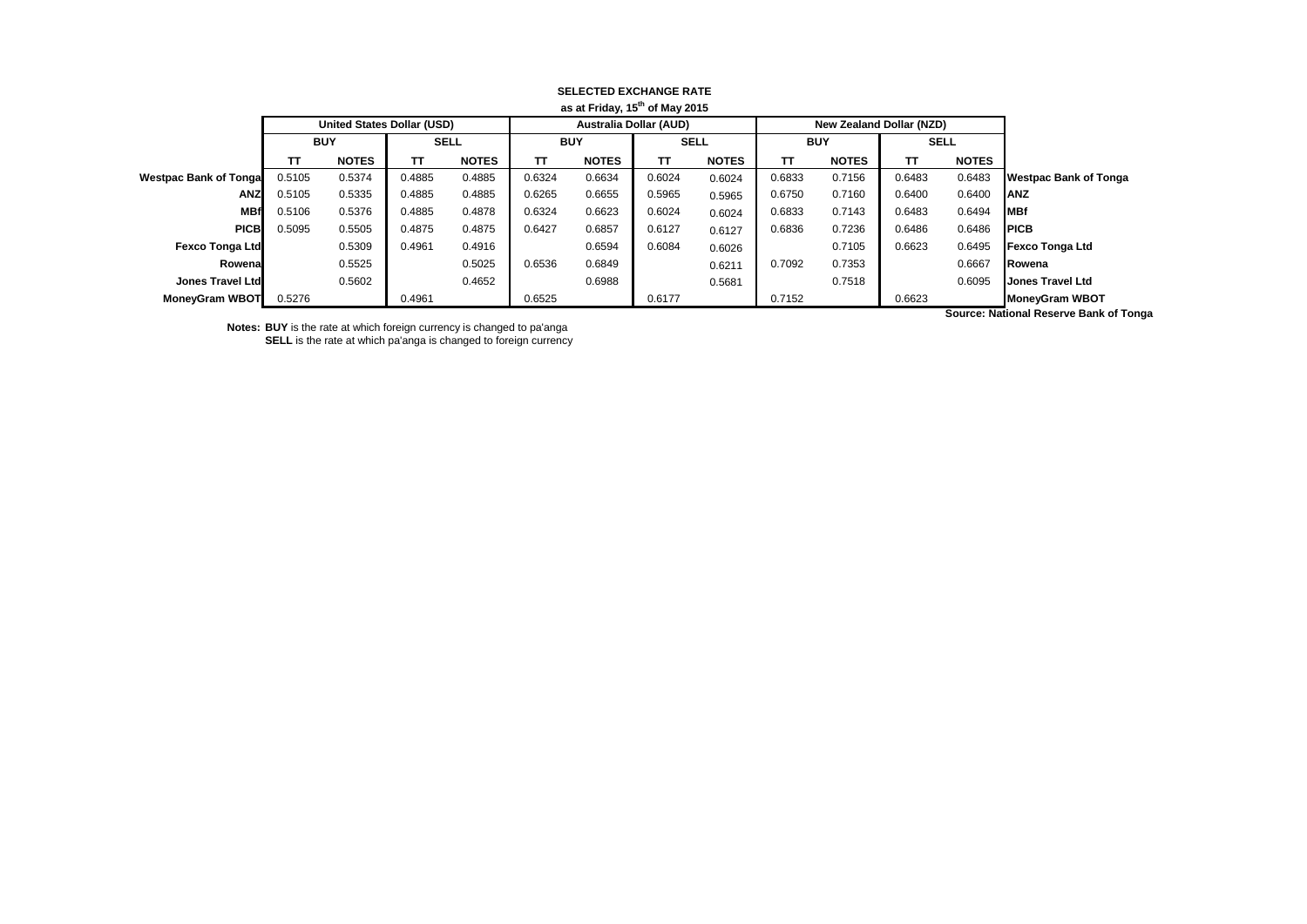**SELECTED EXCHANGE RATE**

**as at Friday, 15th of May 2015**

| | United States Dollar (USD) | | | | Australia Dollar (AUD) | | | | New Zealand Dollar (NZD) | | | | |
|---|---|---|---|---|---|---|---|---|---|---|---|---|---|
| | BUY | | SELL | | BUY | | SELL | | BUY | | SELL | | |
| | TT | NOTES | TT | NOTES | TT | NOTES | TT | NOTES | TT | NOTES | TT | NOTES | |
| **Westpac Bank of Tonga** | 0.5105 | 0.5374 | 0.4885 | 0.4885 | 0.6324 | 0.6634 | 0.6024 | 0.6024 | 0.6833 | 0.7156 | 0.6483 | 0.6483 | **Westpac Bank of Tonga** |
| **ANZ** | 0.5105 | 0.5335 | 0.4885 | 0.4885 | 0.6265 | 0.6655 | 0.5965 | 0.5965 | 0.6750 | 0.7160 | 0.6400 | 0.6400 | **ANZ** |
| **MBf** | 0.5106 | 0.5376 | 0.4885 | 0.4878 | 0.6324 | 0.6623 | 0.6024 | 0.6024 | 0.6833 | 0.7143 | 0.6483 | 0.6494 | **MBf** |
| **PICB** | 0.5095 | 0.5505 | 0.4875 | 0.4875 | 0.6427 | 0.6857 | 0.6127 | 0.6127 | 0.6836 | 0.7236 | 0.6486 | 0.6486 | **PICB** |
| **Fexco Tonga Ltd** | | 0.5309 | 0.4961 | 0.4916 | | 0.6594 | 0.6084 | 0.6026 | | 0.7105 | 0.6623 | 0.6495 | **Fexco Tonga Ltd** |
| **Rowena** | | 0.5525 | | 0.5025 | 0.6536 | 0.6849 | | 0.6211 | 0.7092 | 0.7353 | | 0.6667 | **Rowena** |
| **Jones Travel Ltd** | | 0.5602 | | 0.4652 | | 0.6988 | | 0.5681 | | 0.7518 | | 0.6095 | **Jones Travel Ltd** |
| **MoneyGram WBOT** | 0.5276 | | 0.4961 | | 0.6525 | | 0.6177 | | 0.7152 | | 0.6623 | | **MoneyGram WBOT** |

**Source: National Reserve Bank of Tonga**

**Notes: BUY** is the rate at which foreign currency is changed to pa'anga
**SELL** is the rate at which pa'anga is changed to foreign currency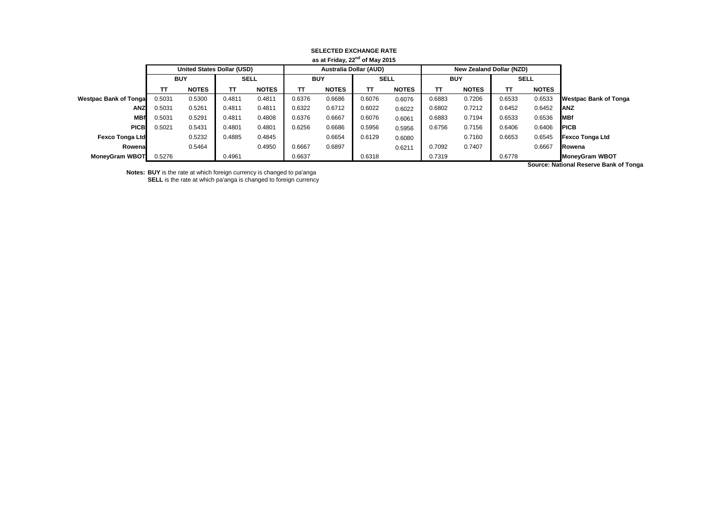**SELECTED EXCHANGE RATE**

**as at Friday, 22nd of May 2015**

| | United States Dollar (USD) | | | | Australia Dollar (AUD) | | | | New Zealand Dollar (NZD) | | | | |
|---|---|---|---|---|---|---|---|---|---|---|---|---|---|
| | BUY | | SELL | | BUY | | SELL | | BUY | | SELL | | |
| | TT | NOTES | TT | NOTES | TT | NOTES | TT | NOTES | TT | NOTES | TT | NOTES | |
| **Westpac Bank of Tonga** | 0.5031 | 0.5300 | 0.4811 | 0.4811 | 0.6376 | 0.6686 | 0.6076 | 0.6076 | 0.6883 | 0.7206 | 0.6533 | 0.6533 | **Westpac Bank of Tonga** |
| **ANZ** | 0.5031 | 0.5261 | 0.4811 | 0.4811 | 0.6322 | 0.6712 | 0.6022 | 0.6022 | 0.6802 | 0.7212 | 0.6452 | 0.6452 | **ANZ** |
| **MBf** | 0.5031 | 0.5291 | 0.4811 | 0.4808 | 0.6376 | 0.6667 | 0.6076 | 0.6061 | 0.6883 | 0.7194 | 0.6533 | 0.6536 | **MBf** |
| **PICB** | 0.5021 | 0.5431 | 0.4801 | 0.4801 | 0.6256 | 0.6686 | 0.5956 | 0.5956 | 0.6756 | 0.7156 | 0.6406 | 0.6406 | **PICB** |
| **Fexco Tonga Ltd** | | 0.5232 | 0.4885 | 0.4845 | | 0.6654 | 0.6129 | 0.6080 | | 0.7160 | 0.6653 | 0.6545 | **Fexco Tonga Ltd** |
| **Rowena** | | 0.5464 | | 0.4950 | 0.6667 | 0.6897 | | 0.6211 | 0.7092 | 0.7407 | | 0.6667 | **Rowena** |
| **MoneyGram WBOT** | 0.5276 | | 0.4961 | | 0.6637 | | 0.6318 | | 0.7319 | | 0.6778 | | **MoneyGram WBOT** |

**Source: National Reserve Bank of Tonga**

**Notes:** **BUY** is the rate at which foreign currency is changed to pa'anga
**SELL** is the rate at which pa'anga is changed to foreign currency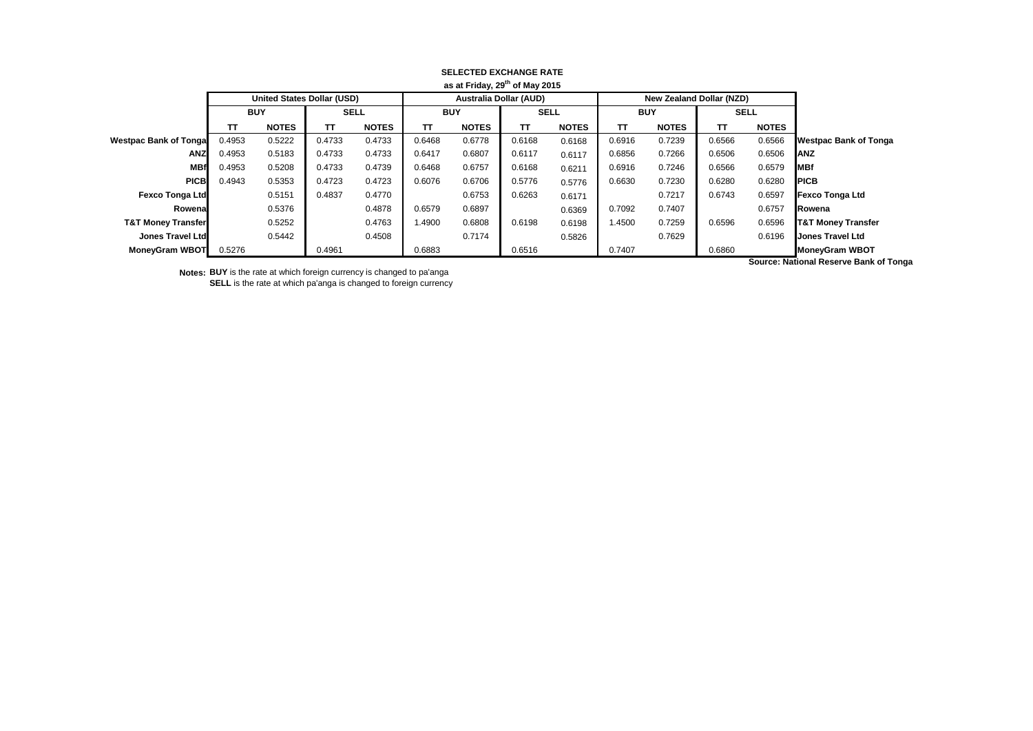**SELECTED EXCHANGE RATE**

**as at Friday, 29th of May 2015**

| | United States Dollar (USD) | | | | Australia Dollar (AUD) | | | | New Zealand Dollar (NZD) | | | | |
|---|---|---|---|---|---|---|---|---|---|---|---|---|---|
| | BUY | | SELL | | BUY | | SELL | | BUY | | SELL | | |
| | TT | NOTES | TT | NOTES | TT | NOTES | TT | NOTES | TT | NOTES | TT | NOTES | |
| **Westpac Bank of Tonga** | 0.4953 | 0.5222 | 0.4733 | 0.4733 | 0.6468 | 0.6778 | 0.6168 | 0.6168 | 0.6916 | 0.7239 | 0.6566 | 0.6566 | **Westpac Bank of Tonga** |
| **ANZ** | 0.4953 | 0.5183 | 0.4733 | 0.4733 | 0.6417 | 0.6807 | 0.6117 | 0.6117 | 0.6856 | 0.7266 | 0.6506 | 0.6506 | **ANZ** |
| **MBf** | 0.4953 | 0.5208 | 0.4733 | 0.4739 | 0.6468 | 0.6757 | 0.6168 | 0.6211 | 0.6916 | 0.7246 | 0.6566 | 0.6579 | **MBf** |
| **PICB** | 0.4943 | 0.5353 | 0.4723 | 0.4723 | 0.6076 | 0.6706 | 0.5776 | 0.5776 | 0.6630 | 0.7230 | 0.6280 | 0.6280 | **PICB** |
| **Fexco Tonga Ltd** | | 0.5151 | 0.4837 | 0.4770 | | 0.6753 | 0.6263 | 0.6171 | | 0.7217 | 0.6743 | 0.6597 | **Fexco Tonga Ltd** |
| **Rowena** | | 0.5376 | | 0.4878 | 0.6579 | 0.6897 | | 0.6369 | 0.7092 | 0.7407 | | 0.6757 | **Rowena** |
| **T&T Money Transfer** | | 0.5252 | | 0.4763 | 1.4900 | 0.6808 | 0.6198 | 0.6198 | 1.4500 | 0.7259 | 0.6596 | 0.6596 | **T&T Money Transfer** |
| **Jones Travel Ltd** | | 0.5442 | | 0.4508 | | 0.7174 | | 0.5826 | | 0.7629 | | 0.6196 | **Jones Travel Ltd** |
| **MoneyGram WBOT** | 0.5276 | | 0.4961 | | 0.6883 | | 0.6516 | | 0.7407 | | 0.6860 | | **MoneyGram WBOT** |

**Source: National Reserve Bank of Tonga**

**Notes:** **BUY** is the rate at which foreign currency is changed to pa'anga
**SELL** is the rate at which pa'anga is changed to foreign currency